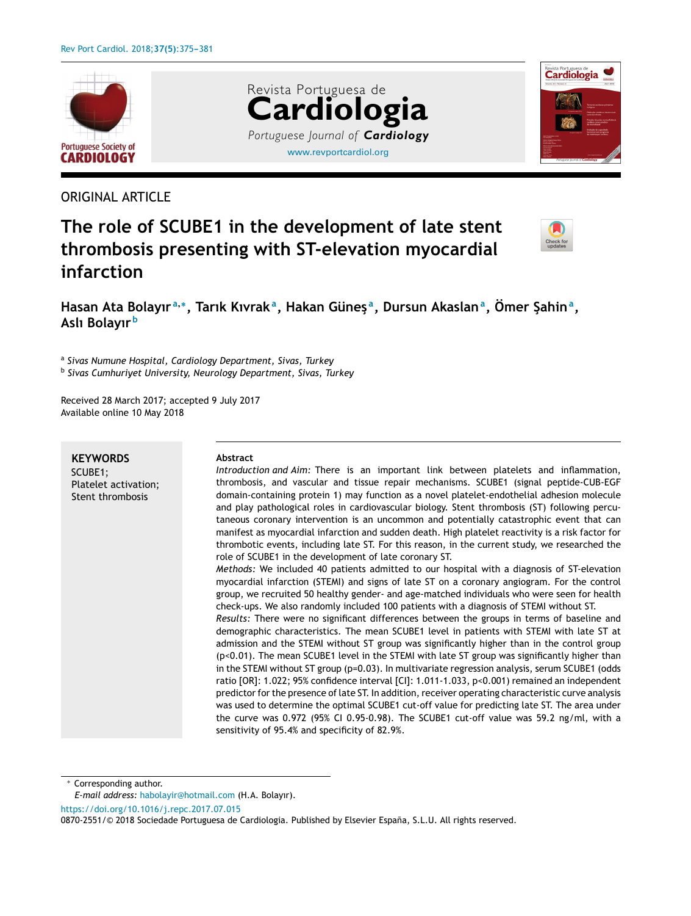ORIGINAL ARTICLE

# The role of SCUBE1 in the development of late stent thrombosis presenting with ST-elevation myocardial infarction

**Hasan Ata Bolayır[a,*], Tarık Kıvrak[a], Hakan Güneş[a], Dursun Akaslan[a], Ömer Şahin[a], Aslı Bolayır[b]**

[a] *Sivas Numune Hospital, Cardiology Department, Sivas, Turkey*
[b] *Sivas Cumhuriyet University, Neurology Department, Sivas, Turkey*

Received 28 March 2017; accepted 9 July 2017
Available online 10 May 2018

**KEYWORDS**
SCUBE1;
Platelet activation;
Stent thrombosis

**Abstract**

*Introduction and Aim:* There is an important link between platelets and inflammation, thrombosis, and vascular and tissue repair mechanisms. SCUBE1 (signal peptide-CUB-EGF domain-containing protein 1) may function as a novel platelet-endothelial adhesion molecule and play pathological roles in cardiovascular biology. Stent thrombosis (ST) following percutaneous coronary intervention is an uncommon and potentially catastrophic event that can manifest as myocardial infarction and sudden death. High platelet reactivity is a risk factor for thrombotic events, including late ST. For this reason, in the current study, we researched the role of SCUBE1 in the development of late coronary ST.

*Methods:* We included 40 patients admitted to our hospital with a diagnosis of ST-elevation myocardial infarction (STEMI) and signs of late ST on a coronary angiogram. For the control group, we recruited 50 healthy gender- and age-matched individuals who were seen for health check-ups. We also randomly included 100 patients with a diagnosis of STEMI without ST.

*Results:* There were no significant differences between the groups in terms of baseline and demographic characteristics. The mean SCUBE1 level in patients with STEMI with late ST at admission and the STEMI without ST group was significantly higher than in the control group ($p<0.01$). The mean SCUBE1 level in the STEMI with late ST group was significantly higher than in the STEMI without ST group ($p=0.03$). In multivariate regression analysis, serum SCUBE1 (odds ratio [OR]: 1.022; 95% confidence interval [CI]: 1.011-1.033, $p<0.001$) remained an independent predictor for the presence of late ST. In addition, receiver operating characteristic curve analysis was used to determine the optimal SCUBE1 cut-off value for predicting late ST. The area under the curve was 0.972 (95% CI 0.95-0.98). The SCUBE1 cut-off value was 59.2 ng/ml, with a sensitivity of 95.4% and specificity of 82.9%.

* Corresponding author.
*E-mail address:* habolayir@hotmail.com (H.A. Bolayır).

https://doi.org/10.1016/j.repc.2017.07.015
0870-2551/© 2018 Sociedade Portuguesa de Cardiologia. Published by Elsevier España, S.L.U. All rights reserved.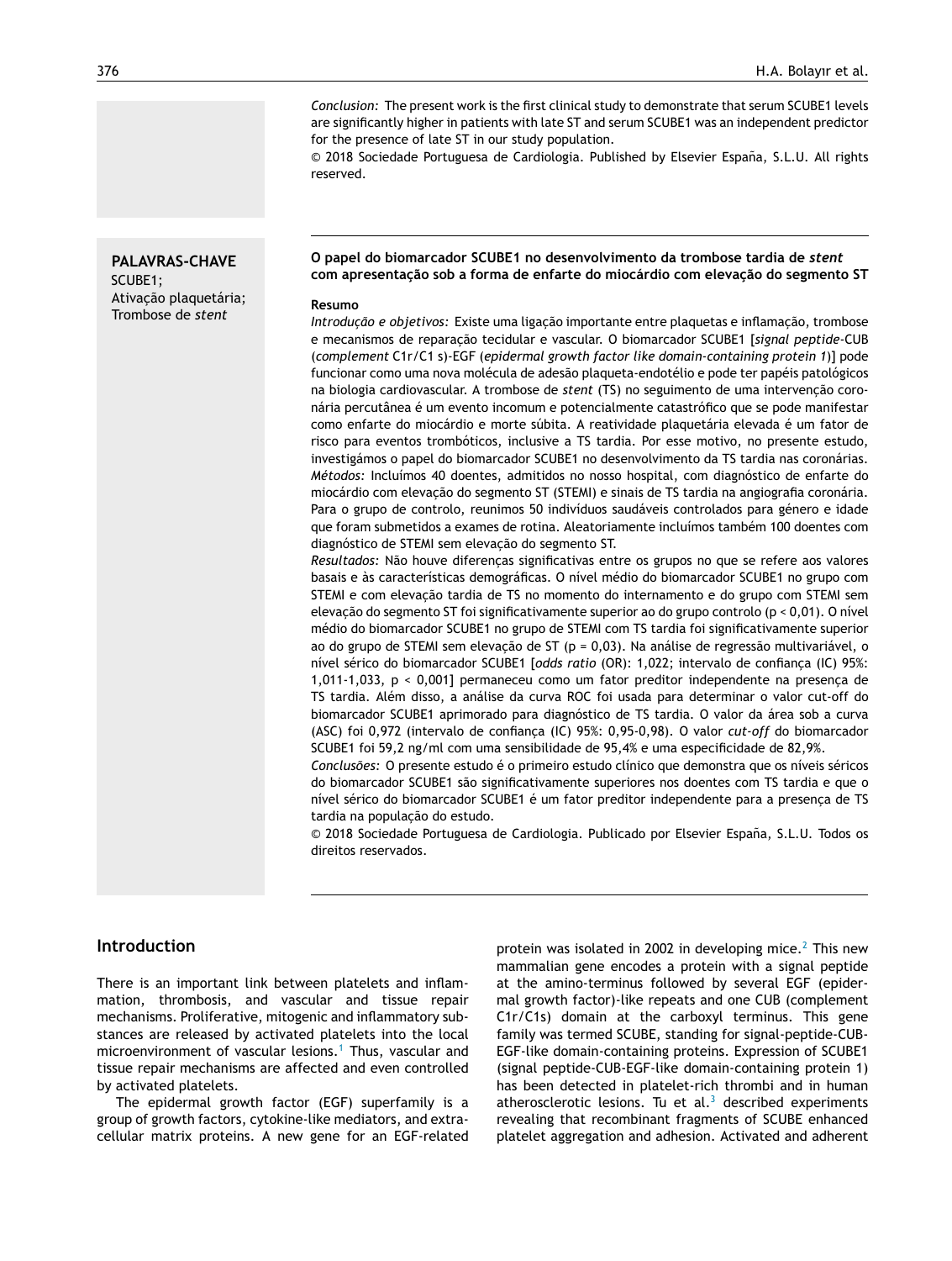*Conclusion:* The present work is the first clinical study to demonstrate that serum SCUBE1 levels are significantly higher in patients with late ST and serum SCUBE1 was an independent predictor for the presence of late ST in our study population.

© 2018 Sociedade Portuguesa de Cardiologia. Published by Elsevier España, S.L.U. All rights reserved.

**PALAVRAS-CHAVE**
SCUBE1;
Ativação plaquetária;
Trombose de *stent*

**O papel do biomarcador SCUBE1 no desenvolvimento da trombose tardia de *stent* com apresentação sob a forma de enfarte do miocárdio com elevação do segmento ST**

**Resumo**

*Introdução e objetivos:* Existe uma ligação importante entre plaquetas e inflamação, trombose e mecanismos de reparação tecidular e vascular. O biomarcador SCUBE1 [*signal peptide*-CUB (*complement* C1r/C1 s)-EGF (*epidermal growth factor like domain-containing protein 1*)] pode funcionar como uma nova molécula de adesão plaqueta-endotélio e pode ter papéis patológicos na biologia cardiovascular. A trombose de *stent* (TS) no seguimento de uma intervenção coronária percutânea é um evento incomum e potencialmente catastrófico que se pode manifestar como enfarte do miocárdio e morte súbita. A reatividade plaquetária elevada é um fator de risco para eventos trombóticos, inclusive a TS tardia. Por esse motivo, no presente estudo, investigámos o papel do biomarcador SCUBE1 no desenvolvimento da TS tardia nas coronárias.

*Métodos:* Incluímos 40 doentes, admitidos no nosso hospital, com diagnóstico de enfarte do miocárdio com elevação do segmento ST (STEMI) e sinais de TS tardia na angiografia coronária. Para o grupo de controlo, reunimos 50 indivíduos saudáveis controlados para género e idade que foram submetidos a exames de rotina. Aleatoriamente incluímos também 100 doentes com diagnóstico de STEMI sem elevação do segmento ST.

*Resultados:* Não houve diferenças significativas entre os grupos no que se refere aos valores basais e às características demográficas. O nível médio do biomarcador SCUBE1 no grupo com STEMI e com elevação tardia de TS no momento do internamento e do grupo com STEMI sem elevação do segmento ST foi significativamente superior ao do grupo controlo ($p < 0{,}01$). O nível médio do biomarcador SCUBE1 no grupo de STEMI com TS tardia foi significativamente superior ao do grupo de STEMI sem elevação de ST ($p = 0{,}03$). Na análise de regressão multivariável, o nível sérico do biomarcador SCUBE1 [*odds ratio* (OR): 1,022; intervalo de confiança (IC) 95%: 1,011-1,033, $p < 0{,}001$] permaneceu como um fator preditor independente na presença de TS tardia. Além disso, a análise da curva ROC foi usada para determinar o valor cut-off do biomarcador SCUBE1 aprimorado para diagnóstico de TS tardia. O valor da área sob a curva (ASC) foi 0,972 (intervalo de confiança (IC) 95%: 0,95-0,98). O valor *cut-off* do biomarcador SCUBE1 foi 59,2 ng/ml com uma sensibilidade de 95,4% e uma especificidade de 82,9%.

*Conclusões:* O presente estudo é o primeiro estudo clínico que demonstra que os níveis séricos do biomarcador SCUBE1 são significativamente superiores nos doentes com TS tardia e que o nível sérico do biomarcador SCUBE1 é um fator preditor independente para a presença de TS tardia na população do estudo.

© 2018 Sociedade Portuguesa de Cardiologia. Publicado por Elsevier España, S.L.U. Todos os direitos reservados.

## Introduction

There is an important link between platelets and inflammation, thrombosis, and vascular and tissue repair mechanisms. Proliferative, mitogenic and inflammatory substances are released by activated platelets into the local microenvironment of vascular lesions.[1] Thus, vascular and tissue repair mechanisms are affected and even controlled by activated platelets.

The epidermal growth factor (EGF) superfamily is a group of growth factors, cytokine-like mediators, and extracellular matrix proteins. A new gene for an EGF-related protein was isolated in 2002 in developing mice.[2] This new mammalian gene encodes a protein with a signal peptide at the amino-terminus followed by several EGF (epidermal growth factor)-like repeats and one CUB (complement C1r/C1s) domain at the carboxyl terminus. This gene family was termed SCUBE, standing for signal-peptide-CUB-EGF-like domain-containing proteins. Expression of SCUBE1 (signal peptide-CUB-EGF-like domain-containing protein 1) has been detected in platelet-rich thrombi and in human atherosclerotic lesions. Tu et al.[3] described experiments revealing that recombinant fragments of SCUBE enhanced platelet aggregation and adhesion. Activated and adherent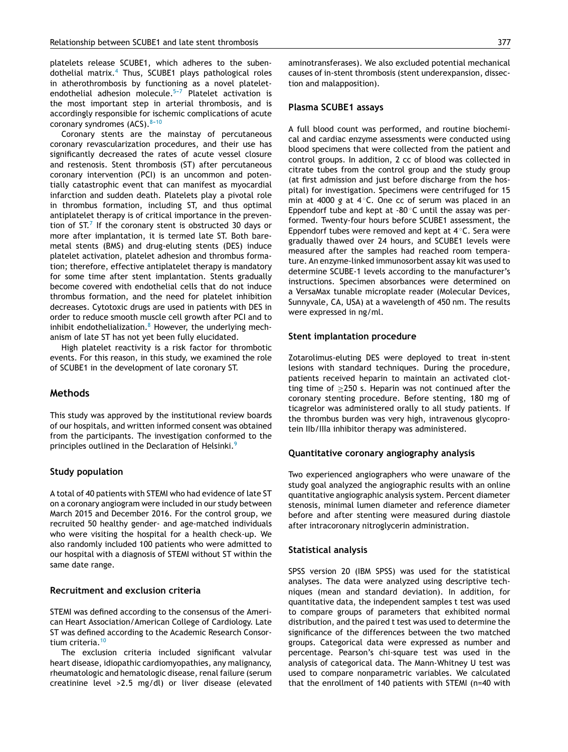platelets release SCUBE1, which adheres to the subendothelial matrix.[4] Thus, SCUBE1 plays pathological roles in atherothrombosis by functioning as a novel platelet-endothelial adhesion molecule.[5-7] Platelet activation is the most important step in arterial thrombosis, and is accordingly responsible for ischemic complications of acute coronary syndromes (ACS).[8-10]

Coronary stents are the mainstay of percutaneous coronary revascularization procedures, and their use has significantly decreased the rates of acute vessel closure and restenosis. Stent thrombosis (ST) after percutaneous coronary intervention (PCI) is an uncommon and potentially catastrophic event that can manifest as myocardial infarction and sudden death. Platelets play a pivotal role in thrombus formation, including ST, and thus optimal antiplatelet therapy is of critical importance in the prevention of ST.[7] If the coronary stent is obstructed 30 days or more after implantation, it is termed late ST. Both bare-metal stents (BMS) and drug-eluting stents (DES) induce platelet activation, platelet adhesion and thrombus formation; therefore, effective antiplatelet therapy is mandatory for some time after stent implantation. Stents gradually become covered with endothelial cells that do not induce thrombus formation, and the need for platelet inhibition decreases. Cytotoxic drugs are used in patients with DES in order to reduce smooth muscle cell growth after PCI and to inhibit endothelialization.[8] However, the underlying mechanism of late ST has not yet been fully elucidated.

High platelet reactivity is a risk factor for thrombotic events. For this reason, in this study, we examined the role of SCUBE1 in the development of late coronary ST.

## Methods

This study was approved by the institutional review boards of our hospitals, and written informed consent was obtained from the participants. The investigation conformed to the principles outlined in the Declaration of Helsinki.[9]

### Study population

A total of 40 patients with STEMI who had evidence of late ST on a coronary angiogram were included in our study between March 2015 and December 2016. For the control group, we recruited 50 healthy gender- and age-matched individuals who were visiting the hospital for a health check-up. We also randomly included 100 patients who were admitted to our hospital with a diagnosis of STEMI without ST within the same date range.

### Recruitment and exclusion criteria

STEMI was defined according to the consensus of the American Heart Association/American College of Cardiology. Late ST was defined according to the Academic Research Consortium criteria.[10]

The exclusion criteria included significant valvular heart disease, idiopathic cardiomyopathies, any malignancy, rheumatologic and hematologic disease, renal failure (serum creatinine level >2.5 mg/dl) or liver disease (elevated aminotransferases). We also excluded potential mechanical causes of in-stent thrombosis (stent underexpansion, dissection and malapposition).

### Plasma SCUBE1 assays

A full blood count was performed, and routine biochemical and cardiac enzyme assessments were conducted using blood specimens that were collected from the patient and control groups. In addition, 2 cc of blood was collected in citrate tubes from the control group and the study group (at first admission and just before discharge from the hospital) for investigation. Specimens were centrifuged for 15 min at 4000 *g* at 4°C. One cc of serum was placed in an Eppendorf tube and kept at -80°C until the assay was performed. Twenty-four hours before SCUBE1 assessment, the Eppendorf tubes were removed and kept at 4°C. Sera were gradually thawed over 24 hours, and SCUBE1 levels were measured after the samples had reached room temperature. An enzyme-linked immunosorbent assay kit was used to determine SCUBE-1 levels according to the manufacturer's instructions. Specimen absorbances were determined on a VersaMax tunable microplate reader (Molecular Devices, Sunnyvale, CA, USA) at a wavelength of 450 nm. The results were expressed in ng/ml.

### Stent implantation procedure

Zotarolimus-eluting DES were deployed to treat in-stent lesions with standard techniques. During the procedure, patients received heparin to maintain an activated clotting time of $\geq$250 s. Heparin was not continued after the coronary stenting procedure. Before stenting, 180 mg of ticagrelor was administered orally to all study patients. If the thrombus burden was very high, intravenous glycoprotein IIb/IIIa inhibitor therapy was administered.

### Quantitative coronary angiography analysis

Two experienced angiographers who were unaware of the study goal analyzed the angiographic results with an online quantitative angiographic analysis system. Percent diameter stenosis, minimal lumen diameter and reference diameter before and after stenting were measured during diastole after intracoronary nitroglycerin administration.

### Statistical analysis

SPSS version 20 (IBM SPSS) was used for the statistical analyses. The data were analyzed using descriptive techniques (mean and standard deviation). In addition, for quantitative data, the independent samples t test was used to compare groups of parameters that exhibited normal distribution, and the paired t test was used to determine the significance of the differences between the two matched groups. Categorical data were expressed as number and percentage. Pearson's chi-square test was used in the analysis of categorical data. The Mann-Whitney U test was used to compare nonparametric variables. We calculated that the enrollment of 140 patients with STEMI (n=40 with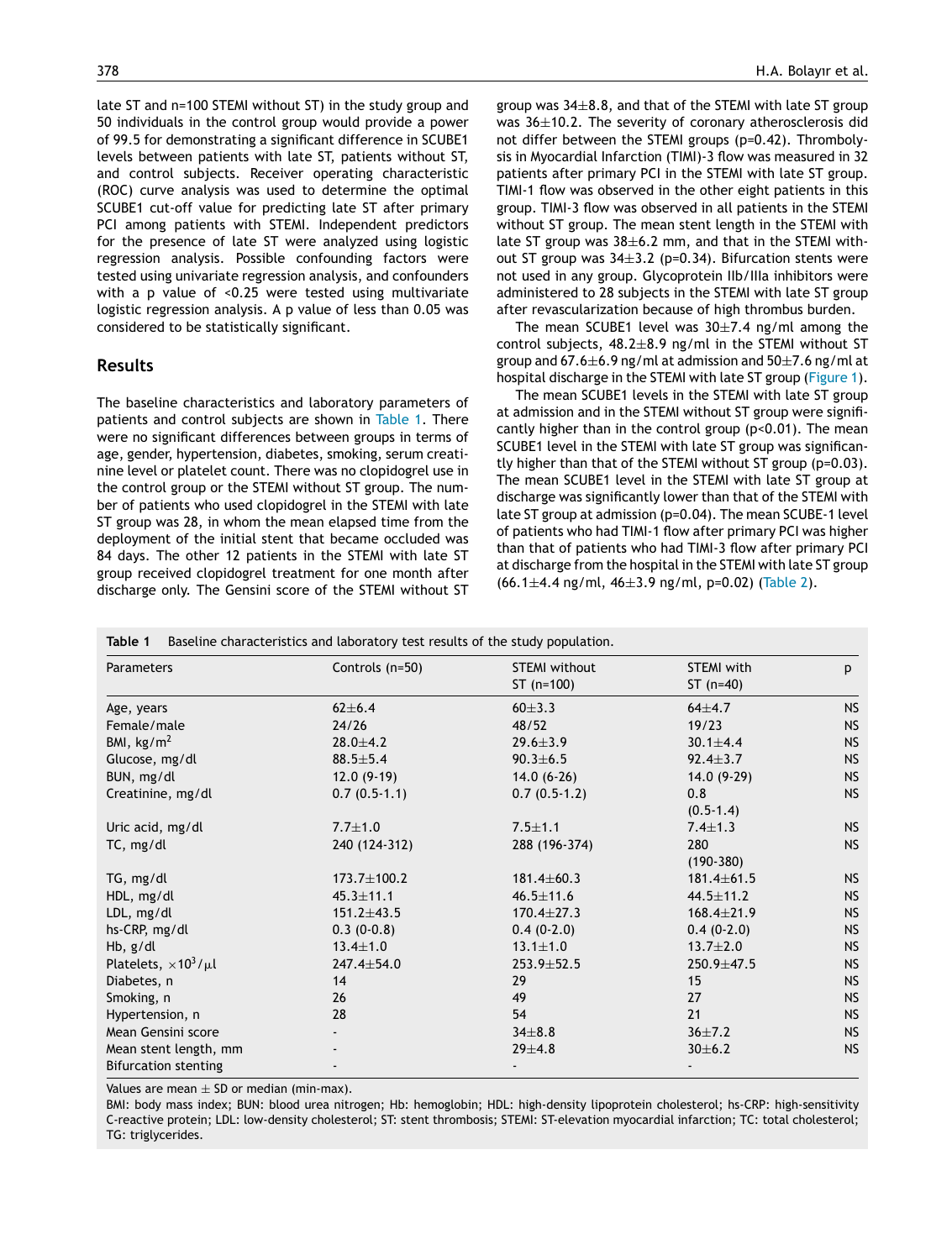late ST and n=100 STEMI without ST) in the study group and 50 individuals in the control group would provide a power of 99.5 for demonstrating a significant difference in SCUBE1 levels between patients with late ST, patients without ST, and control subjects. Receiver operating characteristic (ROC) curve analysis was used to determine the optimal SCUBE1 cut-off value for predicting late ST after primary PCI among patients with STEMI. Independent predictors for the presence of late ST were analyzed using logistic regression analysis. Possible confounding factors were tested using univariate regression analysis, and confounders with a p value of <0.25 were tested using multivariate logistic regression analysis. A p value of less than 0.05 was considered to be statistically significant.

## Results

The baseline characteristics and laboratory parameters of patients and control subjects are shown in Table 1. There were no significant differences between groups in terms of age, gender, hypertension, diabetes, smoking, serum creatinine level or platelet count. There was no clopidogrel use in the control group or the STEMI without ST group. The number of patients who used clopidogrel in the STEMI with late ST group was 28, in whom the mean elapsed time from the deployment of the initial stent that became occluded was 84 days. The other 12 patients in the STEMI with late ST group received clopidogrel treatment for one month after discharge only. The Gensini score of the STEMI without ST group was 34±8.8, and that of the STEMI with late ST group was 36±10.2. The severity of coronary atherosclerosis did not differ between the STEMI groups (p=0.42). Thrombolysis in Myocardial Infarction (TIMI)-3 flow was measured in 32 patients after primary PCI in the STEMI with late ST group. TIMI-1 flow was observed in the other eight patients in this group. TIMI-3 flow was observed in all patients in the STEMI without ST group. The mean stent length in the STEMI with late ST group was 38±6.2 mm, and that in the STEMI without ST group was 34±3.2 (p=0.34). Bifurcation stents were not used in any group. Glycoprotein IIb/IIIa inhibitors were administered to 28 subjects in the STEMI with late ST group after revascularization because of high thrombus burden.

The mean SCUBE1 level was 30±7.4 ng/ml among the control subjects, 48.2±8.9 ng/ml in the STEMI without ST group and 67.6±6.9 ng/ml at admission and 50±7.6 ng/ml at hospital discharge in the STEMI with late ST group (Figure 1).

The mean SCUBE1 levels in the STEMI with late ST group at admission and in the STEMI without ST group were significantly higher than in the control group (p<0.01). The mean SCUBE1 level in the STEMI with late ST group was significantly higher than that of the STEMI without ST group (p=0.03). The mean SCUBE1 level in the STEMI with late ST group at discharge was significantly lower than that of the STEMI with late ST group at admission (p=0.04). The mean SCUBE-1 level of patients who had TIMI-1 flow after primary PCI was higher than that of patients who had TIMI-3 flow after primary PCI at discharge from the hospital in the STEMI with late ST group (66.1±4.4 ng/ml, 46±3.9 ng/ml, p=0.02) (Table 2).

**Table 1** Baseline characteristics and laboratory test results of the study population.

| Parameters | Controls (n=50) | STEMI without ST (n=100) | STEMI with ST (n=40) | p |
|---|---|---|---|---|
| Age, years | 62±6.4 | 60±3.3 | 64±4.7 | NS |
| Female/male | 24/26 | 48/52 | 19/23 | NS |
| BMI, kg/m$^2$ | 28.0±4.2 | 29.6±3.9 | 30.1±4.4 | NS |
| Glucose, mg/dl | 88.5±5.4 | 90.3±6.5 | 92.4±3.7 | NS |
| BUN, mg/dl | 12.0 (9-19) | 14.0 (6-26) | 14.0 (9-29) | NS |
| Creatinine, mg/dl | 0.7 (0.5-1.1) | 0.7 (0.5-1.2) | 0.8 (0.5-1.4) | NS |
| Uric acid, mg/dl | 7.7±1.0 | 7.5±1.1 | 7.4±1.3 | NS |
| TC, mg/dl | 240 (124-312) | 288 (196-374) | 280 (190-380) | NS |
| TG, mg/dl | 173.7±100.2 | 181.4±60.3 | 181.4±61.5 | NS |
| HDL, mg/dl | 45.3±11.1 | 46.5±11.6 | 44.5±11.2 | NS |
| LDL, mg/dl | 151.2±43.5 | 170.4±27.3 | 168.4±21.9 | NS |
| hs-CRP, mg/dl | 0.3 (0-0.8) | 0.4 (0-2.0) | 0.4 (0-2.0) | NS |
| Hb, g/dl | 13.4±1.0 | 13.1±1.0 | 13.7±2.0 | NS |
| Platelets, $\times10^3/\mu l$ | 247.4±54.0 | 253.9±52.5 | 250.9±47.5 | NS |
| Diabetes, n | 14 | 29 | 15 | NS |
| Smoking, n | 26 | 49 | 27 | NS |
| Hypertension, n | 28 | 54 | 21 | NS |
| Mean Gensini score | - | 34±8.8 | 36±7.2 | NS |
| Mean stent length, mm | - | 29±4.8 | 30±6.2 | NS |
| Bifurcation stenting | - | - | - | |

Values are mean ± SD or median (min-max).

BMI: body mass index; BUN: blood urea nitrogen; Hb: hemoglobin; HDL: high-density lipoprotein cholesterol; hs-CRP: high-sensitivity C-reactive protein; LDL: low-density cholesterol; ST: stent thrombosis; STEMI: ST-elevation myocardial infarction; TC: total cholesterol; TG: triglycerides.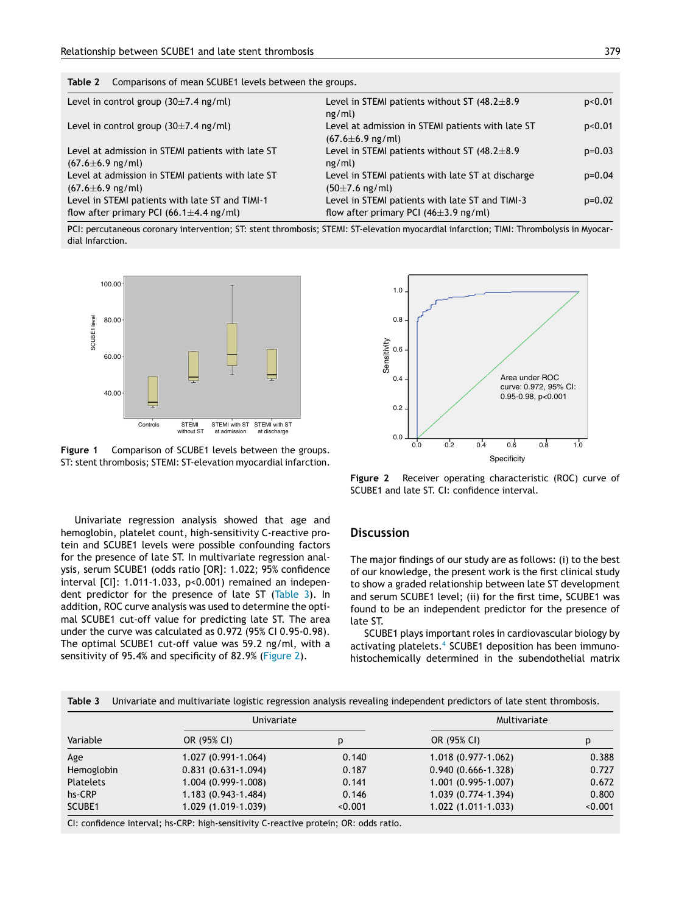**Table 2** Comparisons of mean SCUBE1 levels between the groups.

| | | |
|---|---|---|
| Level in control group (30±7.4 ng/ml) | Level in STEMI patients without ST (48.2±8.9 ng/ml) | p<0.01 |
| Level in control group (30±7.4 ng/ml) | Level at admission in STEMI patients with late ST (67.6±6.9 ng/ml) | p<0.01 |
| Level at admission in STEMI patients with late ST (67.6±6.9 ng/ml) | Level in STEMI patients without ST (48.2±8.9 ng/ml) | p=0.03 |
| Level at admission in STEMI patients with late ST (67.6±6.9 ng/ml) | Level in STEMI patients with late ST at discharge (50±7.6 ng/ml) | p=0.04 |
| Level in STEMI patients with late ST and TIMI-1 flow after primary PCI (66.1±4.4 ng/ml) | Level in STEMI patients with late ST and TIMI-3 flow after primary PCI (46±3.9 ng/ml) | p=0.02 |

PCI: percutaneous coronary intervention; ST: stent thrombosis; STEMI: ST-elevation myocardial infarction; TIMI: Thrombolysis in Myocardial Infarction.

**Figure 1** Comparison of SCUBE1 levels between the groups. ST: stent thrombosis; STEMI: ST-elevation myocardial infarction.

**Figure 2** Receiver operating characteristic (ROC) curve of SCUBE1 and late ST. CI: confidence interval.

Univariate regression analysis showed that age and hemoglobin, platelet count, high-sensitivity C-reactive protein and SCUBE1 levels were possible confounding factors for the presence of late ST. In multivariate regression analysis, serum SCUBE1 (odds ratio [OR]: 1.022; 95% confidence interval [CI]: 1.011-1.033, p<0.001) remained an independent predictor for the presence of late ST (Table 3). In addition, ROC curve analysis was used to determine the optimal SCUBE1 cut-off value for predicting late ST. The area under the curve was calculated as 0.972 (95% CI 0.95-0.98). The optimal SCUBE1 cut-off value was 59.2 ng/ml, with a sensitivity of 95.4% and specificity of 82.9% (Figure 2).

## Discussion

The major findings of our study are as follows: (i) to the best of our knowledge, the present work is the first clinical study to show a graded relationship between late ST development and serum SCUBE1 level; (ii) for the first time, SCUBE1 was found to be an independent predictor for the presence of late ST.

SCUBE1 plays important roles in cardiovascular biology by activating platelets.[4] SCUBE1 deposition has been immunohistochemically determined in the subendothelial matrix

**Table 3** Univariate and multivariate logistic regression analysis revealing independent predictors of late stent thrombosis.

| | Univariate | | Multivariate | |
|---|---|---|---|---|
| Variable | OR (95% CI) | p | OR (95% CI) | p |
| Age | 1.027 (0.991-1.064) | 0.140 | 1.018 (0.977-1.062) | 0.388 |
| Hemoglobin | 0.831 (0.631-1.094) | 0.187 | 0.940 (0.666-1.328) | 0.727 |
| Platelets | 1.004 (0.999-1.008) | 0.141 | 1.001 (0.995-1.007) | 0.672 |
| hs-CRP | 1.183 (0.943-1.484) | 0.146 | 1.039 (0.774-1.394) | 0.800 |
| SCUBE1 | 1.029 (1.019-1.039) | <0.001 | 1.022 (1.011-1.033) | <0.001 |

CI: confidence interval; hs-CRP: high-sensitivity C-reactive protein; OR: odds ratio.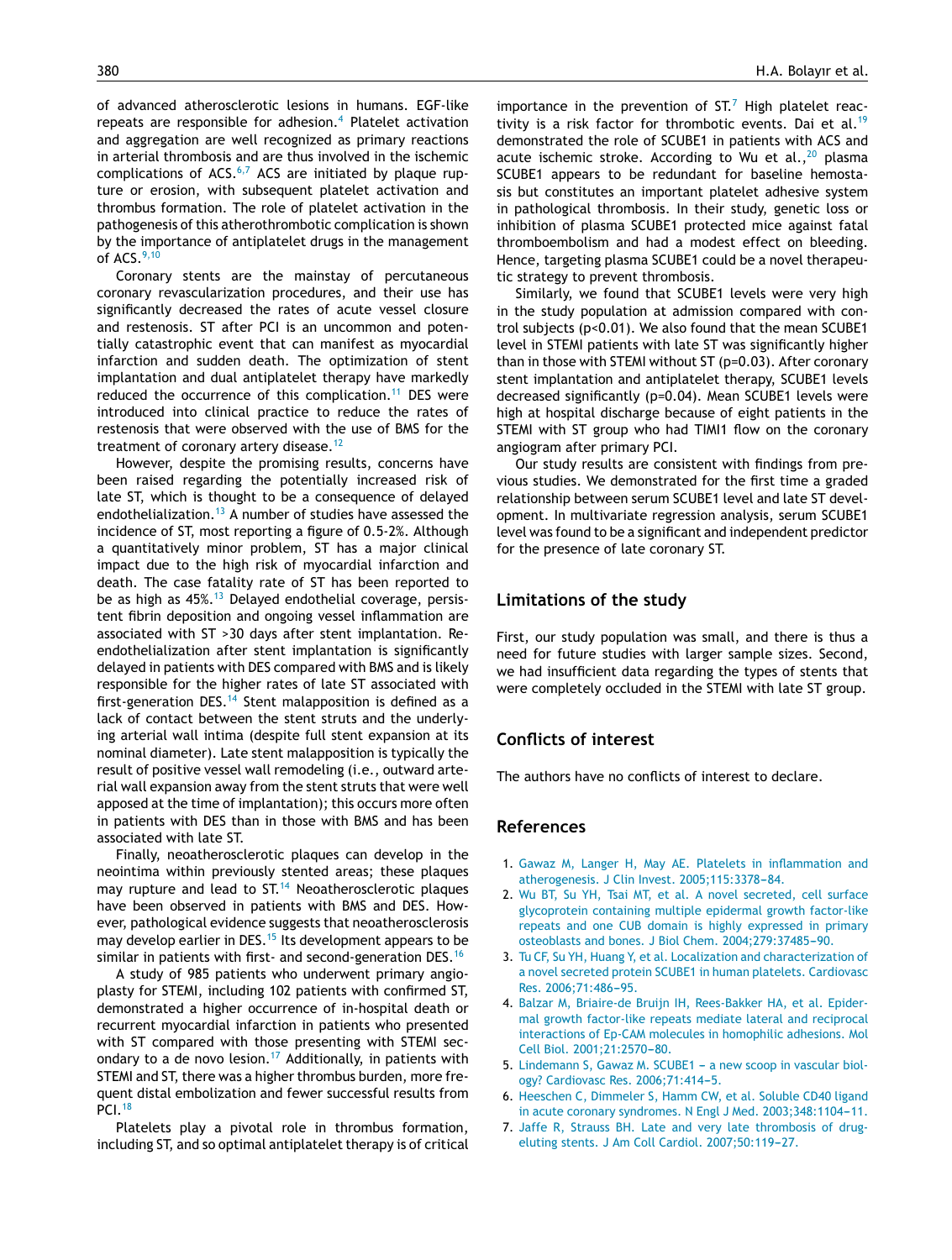of advanced atherosclerotic lesions in humans. EGF-like repeats are responsible for adhesion.[4] Platelet activation and aggregation are well recognized as primary reactions in arterial thrombosis and are thus involved in the ischemic complications of ACS.[6,7] ACS are initiated by plaque rupture or erosion, with subsequent platelet activation and thrombus formation. The role of platelet activation in the pathogenesis of this atherothrombotic complication is shown by the importance of antiplatelet drugs in the management of ACS.[9,10]

Coronary stents are the mainstay of percutaneous coronary revascularization procedures, and their use has significantly decreased the rates of acute vessel closure and restenosis. ST after PCI is an uncommon and potentially catastrophic event that can manifest as myocardial infarction and sudden death. The optimization of stent implantation and dual antiplatelet therapy have markedly reduced the occurrence of this complication.[11] DES were introduced into clinical practice to reduce the rates of restenosis that were observed with the use of BMS for the treatment of coronary artery disease.[12]

However, despite the promising results, concerns have been raised regarding the potentially increased risk of late ST, which is thought to be a consequence of delayed endothelialization.[13] A number of studies have assessed the incidence of ST, most reporting a figure of 0.5-2%. Although a quantitatively minor problem, ST has a major clinical impact due to the high risk of myocardial infarction and death. The case fatality rate of ST has been reported to be as high as 45%.[13] Delayed endothelial coverage, persistent fibrin deposition and ongoing vessel inflammation are associated with ST >30 days after stent implantation. Re-endothelialization after stent implantation is significantly delayed in patients with DES compared with BMS and is likely responsible for the higher rates of late ST associated with first-generation DES.[14] Stent malapposition is defined as a lack of contact between the stent struts and the underlying arterial wall intima (despite full stent expansion at its nominal diameter). Late stent malapposition is typically the result of positive vessel wall remodeling (i.e., outward arterial wall expansion away from the stent struts that were well apposed at the time of implantation); this occurs more often in patients with DES than in those with BMS and has been associated with late ST.

Finally, neoatherosclerotic plaques can develop in the neointima within previously stented areas; these plaques may rupture and lead to ST.[14] Neoatherosclerotic plaques have been observed in patients with BMS and DES. However, pathological evidence suggests that neoatherosclerosis may develop earlier in DES.[15] Its development appears to be similar in patients with first- and second-generation DES.[16]

A study of 985 patients who underwent primary angioplasty for STEMI, including 102 patients with confirmed ST, demonstrated a higher occurrence of in-hospital death or recurrent myocardial infarction in patients who presented with ST compared with those presenting with STEMI secondary to a de novo lesion.[17] Additionally, in patients with STEMI and ST, there was a higher thrombus burden, more frequent distal embolization and fewer successful results from PCI.[18]

Platelets play a pivotal role in thrombus formation, including ST, and so optimal antiplatelet therapy is of critical importance in the prevention of ST.[7] High platelet reactivity is a risk factor for thrombotic events. Dai et al.[19] demonstrated the role of SCUBE1 in patients with ACS and acute ischemic stroke. According to Wu et al.,[20] plasma SCUBE1 appears to be redundant for baseline hemostasis but constitutes an important platelet adhesive system in pathological thrombosis. In their study, genetic loss or inhibition of plasma SCUBE1 protected mice against fatal thromboembolism and had a modest effect on bleeding. Hence, targeting plasma SCUBE1 could be a novel therapeutic strategy to prevent thrombosis.

Similarly, we found that SCUBE1 levels were very high in the study population at admission compared with control subjects ($p<0.01$). We also found that the mean SCUBE1 level in STEMI patients with late ST was significantly higher than in those with STEMI without ST ($p=0.03$). After coronary stent implantation and antiplatelet therapy, SCUBE1 levels decreased significantly ($p=0.04$). Mean SCUBE1 levels were high at hospital discharge because of eight patients in the STEMI with ST group who had TIMI1 flow on the coronary angiogram after primary PCI.

Our study results are consistent with findings from previous studies. We demonstrated for the first time a graded relationship between serum SCUBE1 level and late ST development. In multivariate regression analysis, serum SCUBE1 level was found to be a significant and independent predictor for the presence of late coronary ST.

## Limitations of the study

First, our study population was small, and there is thus a need for future studies with larger sample sizes. Second, we had insufficient data regarding the types of stents that were completely occluded in the STEMI with late ST group.

## Conflicts of interest

The authors have no conflicts of interest to declare.

## References

1. Gawaz M, Langer H, May AE. Platelets in inflammation and atherogenesis. J Clin Invest. 2005;115:3378–84.
2. Wu BT, Su YH, Tsai MT, et al. A novel secreted, cell surface glycoprotein containing multiple epidermal growth factor-like repeats and one CUB domain is highly expressed in primary osteoblasts and bones. J Biol Chem. 2004;279:37485–90.
3. Tu CF, Su YH, Huang Y, et al. Localization and characterization of a novel secreted protein SCUBE1 in human platelets. Cardiovasc Res. 2006;71:486–95.
4. Balzar M, Briaire-de Bruijn IH, Rees-Bakker HA, et al. Epidermal growth factor-like repeats mediate lateral and reciprocal interactions of Ep-CAM molecules in homophilic adhesions. Mol Cell Biol. 2001;21:2570–80.
5. Lindemann S, Gawaz M. SCUBE1 – a new scoop in vascular biology? Cardiovasc Res. 2006;71:414–5.
6. Heeschen C, Dimmeler S, Hamm CW, et al. Soluble CD40 ligand in acute coronary syndromes. N Engl J Med. 2003;348:1104–11.
7. Jaffe R, Strauss BH. Late and very late thrombosis of drug-eluting stents. J Am Coll Cardiol. 2007;50:119–27.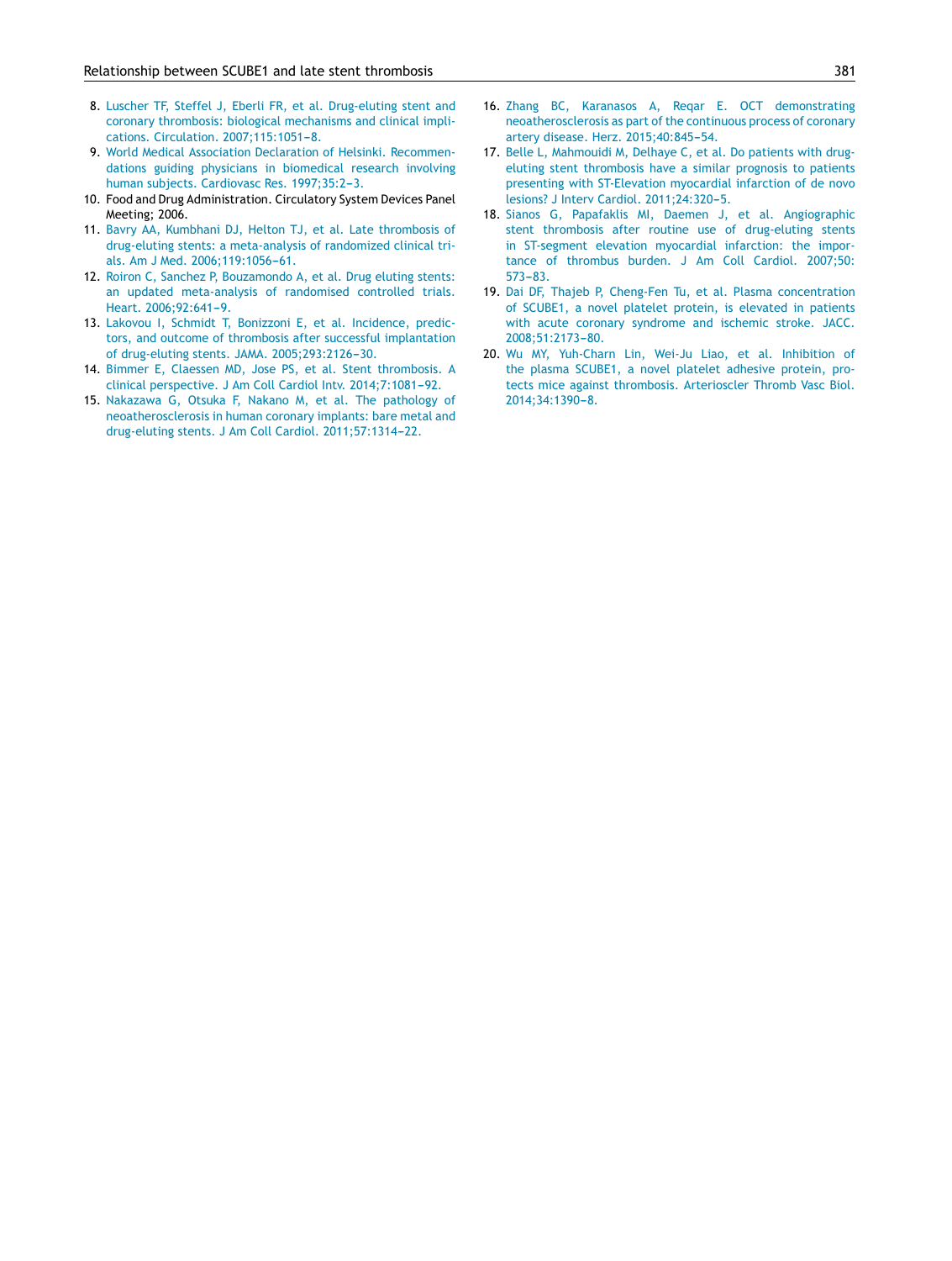8. Luscher TF, Steffel J, Eberli FR, et al. Drug-eluting stent and coronary thrombosis: biological mechanisms and clinical implications. Circulation. 2007;115:1051–8.
9. World Medical Association Declaration of Helsinki. Recommendations guiding physicians in biomedical research involving human subjects. Cardiovasc Res. 1997;35:2–3.
10. Food and Drug Administration. Circulatory System Devices Panel Meeting; 2006.
11. Bavry AA, Kumbhani DJ, Helton TJ, et al. Late thrombosis of drug-eluting stents: a meta-analysis of randomized clinical trials. Am J Med. 2006;119:1056–61.
12. Roiron C, Sanchez P, Bouzamondo A, et al. Drug eluting stents: an updated meta-analysis of randomised controlled trials. Heart. 2006;92:641–9.
13. Lakovou I, Schmidt T, Bonizzoni E, et al. Incidence, predictors, and outcome of thrombosis after successful implantation of drug-eluting stents. JAMA. 2005;293:2126–30.
14. Bimmer E, Claessen MD, Jose PS, et al. Stent thrombosis. A clinical perspective. J Am Coll Cardiol Intv. 2014;7:1081–92.
15. Nakazawa G, Otsuka F, Nakano M, et al. The pathology of neoatherosclerosis in human coronary implants: bare metal and drug-eluting stents. J Am Coll Cardiol. 2011;57:1314–22.
16. Zhang BC, Karanasos A, Reqar E. OCT demonstrating neoatherosclerosis as part of the continuous process of coronary artery disease. Herz. 2015;40:845–54.
17. Belle L, Mahmouidi M, Delhaye C, et al. Do patients with drug-eluting stent thrombosis have a similar prognosis to patients presenting with ST-Elevation myocardial infarction of de novo lesions? J Interv Cardiol. 2011;24:320–5.
18. Sianos G, Papafaklis MI, Daemen J, et al. Angiographic stent thrombosis after routine use of drug-eluting stents in ST-segment elevation myocardial infarction: the importance of thrombus burden. J Am Coll Cardiol. 2007;50:573–83.
19. Dai DF, Thajeb P, Cheng-Fen Tu, et al. Plasma concentration of SCUBE1, a novel platelet protein, is elevated in patients with acute coronary syndrome and ischemic stroke. JACC. 2008;51:2173–80.
20. Wu MY, Yuh-Charn Lin, Wei-Ju Liao, et al. Inhibition of the plasma SCUBE1, a novel platelet adhesive protein, protects mice against thrombosis. Arterioscler Thromb Vasc Biol. 2014;34:1390–8.